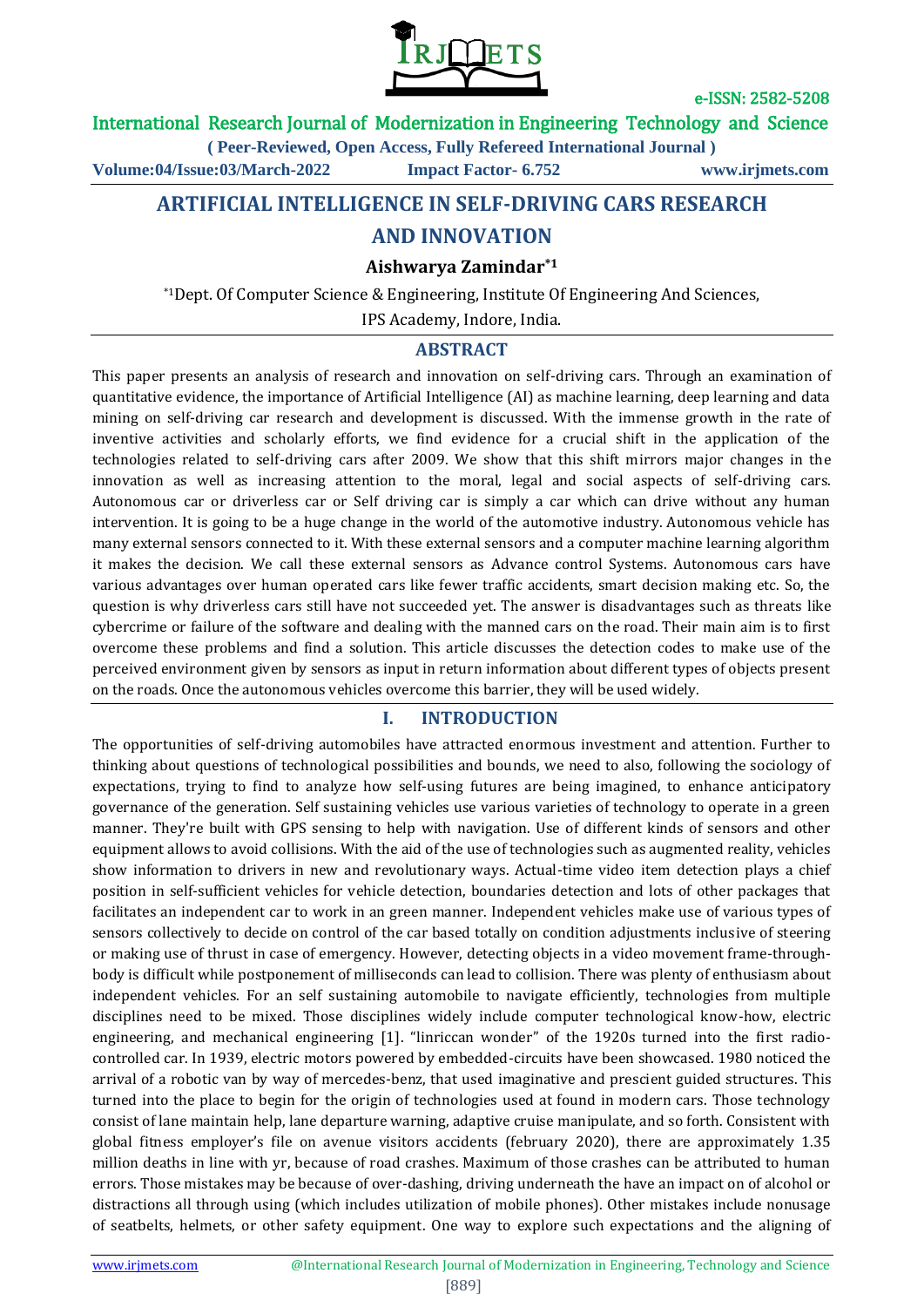# ARTIFICIAL INTELLIGENCE IN SELF-DRIVING CARS RESEARCH AND INNOVATION

**Aishwarya Zamindar*[1]**

*[1]Dept. Of Computer Science & Engineering, Institute Of Engineering And Sciences, IPS Academy, Indore, India.

## ABSTRACT

This paper presents an analysis of research and innovation on self-driving cars. Through an examination of quantitative evidence, the importance of Artificial Intelligence (AI) as machine learning, deep learning and data mining on self-driving car research and development is discussed. With the immense growth in the rate of inventive activities and scholarly efforts, we find evidence for a crucial shift in the application of the technologies related to self-driving cars after 2009. We show that this shift mirrors major changes in the innovation as well as increasing attention to the moral, legal and social aspects of self-driving cars. Autonomous car or driverless car or Self driving car is simply a car which can drive without any human intervention. It is going to be a huge change in the world of the automotive industry. Autonomous vehicle has many external sensors connected to it. With these external sensors and a computer machine learning algorithm it makes the decision. We call these external sensors as Advance control Systems. Autonomous cars have various advantages over human operated cars like fewer traffic accidents, smart decision making etc. So, the question is why driverless cars still have not succeeded yet. The answer is disadvantages such as threats like cybercrime or failure of the software and dealing with the manned cars on the road. Their main aim is to first overcome these problems and find a solution. This article discusses the detection codes to make use of the perceived environment given by sensors as input in return information about different types of objects present on the roads. Once the autonomous vehicles overcome this barrier, they will be used widely.

## I. INTRODUCTION

The opportunities of self-driving automobiles have attracted enormous investment and attention. Further to thinking about questions of technological possibilities and bounds, we need to also, following the sociology of expectations, trying to find to analyze how self-using futures are being imagined, to enhance anticipatory governance of the generation. Self sustaining vehicles use various varieties of technology to operate in a green manner. They're built with GPS sensing to help with navigation. Use of different kinds of sensors and other equipment allows to avoid collisions. With the aid of the use of technologies such as augmented reality, vehicles show information to drivers in new and revolutionary ways. Actual-time video item detection plays a chief position in self-sufficient vehicles for vehicle detection, boundaries detection and lots of other packages that facilitates an independent car to work in an green manner. Independent vehicles make use of various types of sensors collectively to decide on control of the car based totally on condition adjustments inclusive of steering or making use of thrust in case of emergency. However, detecting objects in a video movement frame-through-body is difficult while postponement of milliseconds can lead to collision. There was plenty of enthusiasm about independent vehicles. For an self sustaining automobile to navigate efficiently, technologies from multiple disciplines need to be mixed. Those disciplines widely include computer technological know-how, electric engineering, and mechanical engineering [1]. "linriccan wonder" of the 1920s turned into the first radio-controlled car. In 1939, electric motors powered by embedded-circuits have been showcased. 1980 noticed the arrival of a robotic van by way of mercedes-benz, that used imaginative and prescient guided structures. This turned into the place to begin for the origin of technologies used at found in modern cars. Those technology consist of lane maintain help, lane departure warning, adaptive cruise manipulate, and so forth. Consistent with global fitness employer's file on avenue visitors accidents (february 2020), there are approximately 1.35 million deaths in line with yr, because of road crashes. Maximum of those crashes can be attributed to human errors. Those mistakes may be because of over-dashing, driving underneath the have an impact on of alcohol or distractions all through using (which includes utilization of mobile phones). Other mistakes include nonusage of seatbelts, helmets, or other safety equipment. One way to explore such expectations and the aligning of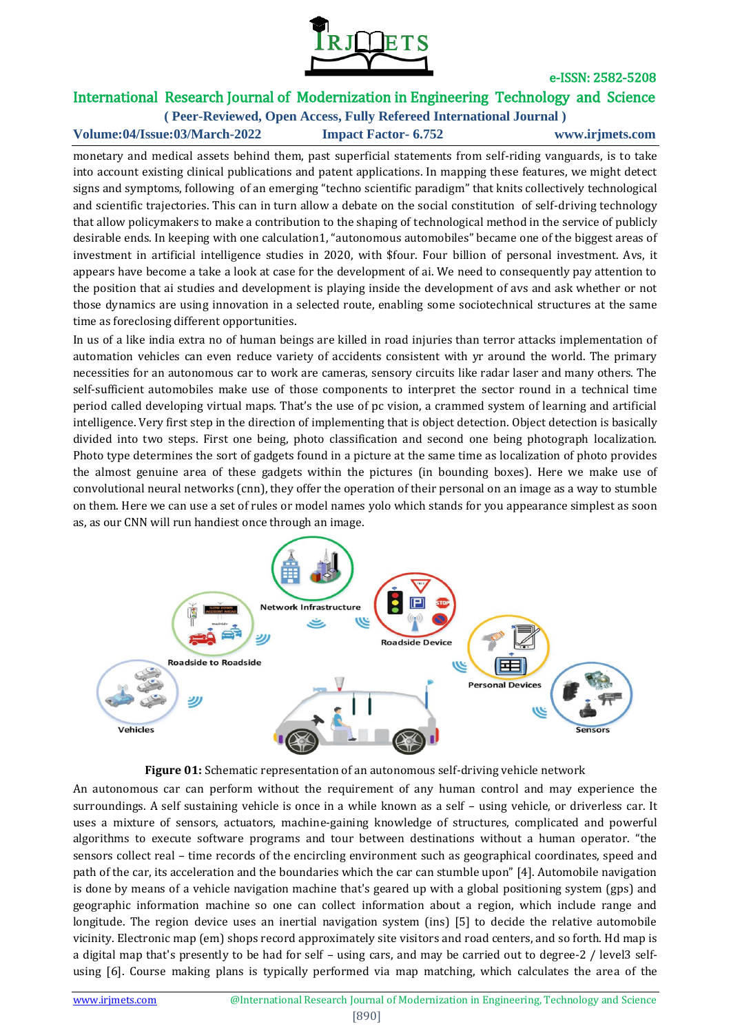monetary and medical assets behind them, past superficial statements from self-riding vanguards, is to take into account existing clinical publications and patent applications. In mapping these features, we might detect signs and symptoms, following of an emerging "techno scientific paradigm" that knits collectively technological and scientific trajectories. This can in turn allow a debate on the social constitution of self-driving technology that allow policymakers to make a contribution to the shaping of technological method in the service of publicly desirable ends. In keeping with one calculation1, "autonomous automobiles" became one of the biggest areas of investment in artificial intelligence studies in 2020, with $four. Four billion of personal investment. Avs, it appears have become a take a look at case for the development of ai. We need to consequently pay attention to the position that ai studies and development is playing inside the development of avs and ask whether or not those dynamics are using innovation in a selected route, enabling some sociotechnical structures at the same time as foreclosing different opportunities.

In us of a like india extra no of human beings are killed in road injuries than terror attacks implementation of automation vehicles can even reduce variety of accidents consistent with yr around the world. The primary necessities for an autonomous car to work are cameras, sensory circuits like radar laser and many others. The self-sufficient automobiles make use of those components to interpret the sector round in a technical time period called developing virtual maps. That's the use of pc vision, a crammed system of learning and artificial intelligence. Very first step in the direction of implementing that is object detection. Object detection is basically divided into two steps. First one being, photo classification and second one being photograph localization. Photo type determines the sort of gadgets found in a picture at the same time as localization of photo provides the almost genuine area of these gadgets within the pictures (in bounding boxes). Here we make use of convolutional neural networks (cnn), they offer the operation of their personal on an image as a way to stumble on them. Here we can use a set of rules or model names yolo which stands for you appearance simplest as soon as, as our CNN will run handiest once through an image.

**Figure 01:** Schematic representation of an autonomous self-driving vehicle network

An autonomous car can perform without the requirement of any human control and may experience the surroundings. A self sustaining vehicle is once in a while known as a self – using vehicle, or driverless car. It uses a mixture of sensors, actuators, machine-gaining knowledge of structures, complicated and powerful algorithms to execute software programs and tour between destinations without a human operator. "the sensors collect real – time records of the encircling environment such as geographical coordinates, speed and path of the car, its acceleration and the boundaries which the car can stumble upon" [4]. Automobile navigation is done by means of a vehicle navigation machine that's geared up with a global positioning system (gps) and geographic information machine so one can collect information about a region, which include range and longitude. The region device uses an inertial navigation system (ins) [5] to decide the relative automobile vicinity. Electronic map (em) shops record approximately site visitors and road centers, and so forth. Hd map is a digital map that's presently to be had for self – using cars, and may be carried out to degree-2 / level3 self-using [6]. Course making plans is typically performed via map matching, which calculates the area of the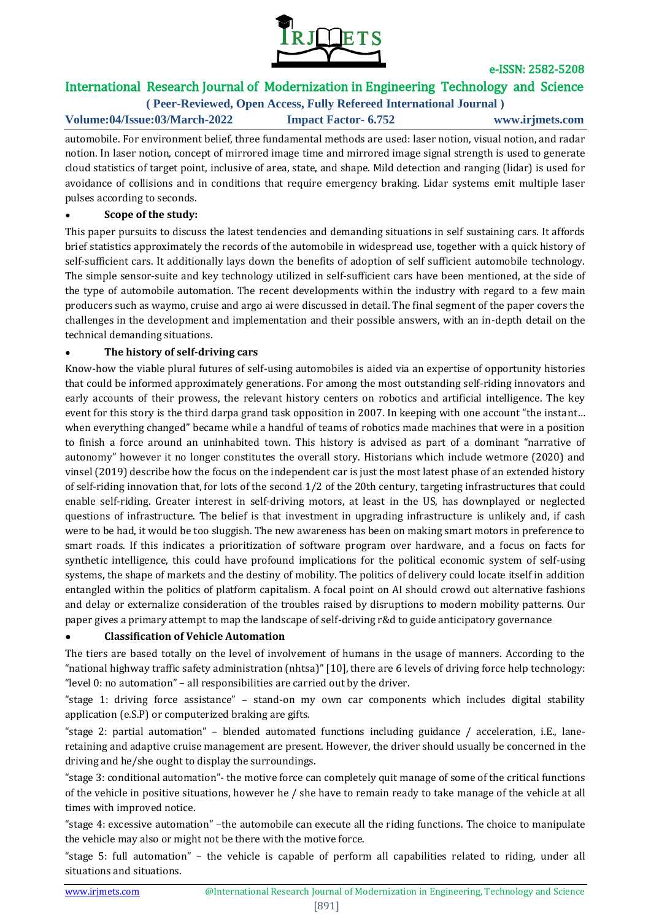automobile. For environment belief, three fundamental methods are used: laser notion, visual notion, and radar notion. In laser notion, concept of mirrored image time and mirrored image signal strength is used to generate cloud statistics of target point, inclusive of area, state, and shape. Mild detection and ranging (lidar) is used for avoidance of collisions and in conditions that require emergency braking. Lidar systems emit multiple laser pulses according to seconds.

- **Scope of the study:**

This paper pursuits to discuss the latest tendencies and demanding situations in self sustaining cars. It affords brief statistics approximately the records of the automobile in widespread use, together with a quick history of self-sufficient cars. It additionally lays down the benefits of adoption of self sufficient automobile technology. The simple sensor-suite and key technology utilized in self-sufficient cars have been mentioned, at the side of the type of automobile automation. The recent developments within the industry with regard to a few main producers such as waymo, cruise and argo ai were discussed in detail. The final segment of the paper covers the challenges in the development and implementation and their possible answers, with an in-depth detail on the technical demanding situations.

- **The history of self-driving cars**

Know-how the viable plural futures of self-using automobiles is aided via an expertise of opportunity histories that could be informed approximately generations. For among the most outstanding self-riding innovators and early accounts of their prowess, the relevant history centers on robotics and artificial intelligence. The key event for this story is the third darpa grand task opposition in 2007. In keeping with one account "the instant… when everything changed" became while a handful of teams of robotics made machines that were in a position to finish a force around an uninhabited town. This history is advised as part of a dominant "narrative of autonomy" however it no longer constitutes the overall story. Historians which include wetmore (2020) and vinsel (2019) describe how the focus on the independent car is just the most latest phase of an extended history of self-riding innovation that, for lots of the second 1/2 of the 20th century, targeting infrastructures that could enable self-riding. Greater interest in self-driving motors, at least in the US, has downplayed or neglected questions of infrastructure. The belief is that investment in upgrading infrastructure is unlikely and, if cash were to be had, it would be too sluggish. The new awareness has been on making smart motors in preference to smart roads. If this indicates a prioritization of software program over hardware, and a focus on facts for synthetic intelligence, this could have profound implications for the political economic system of self-using systems, the shape of markets and the destiny of mobility. The politics of delivery could locate itself in addition entangled within the politics of platform capitalism. A focal point on AI should crowd out alternative fashions and delay or externalize consideration of the troubles raised by disruptions to modern mobility patterns. Our paper gives a primary attempt to map the landscape of self-driving r&d to guide anticipatory governance

- **Classification of Vehicle Automation**

The tiers are based totally on the level of involvement of humans in the usage of manners. According to the "national highway traffic safety administration (nhtsa)" [10], there are 6 levels of driving force help technology: "level 0: no automation" – all responsibilities are carried out by the driver.

"stage 1: driving force assistance" – stand-on my own car components which includes digital stability application (e.S.P) or computerized braking are gifts.

"stage 2: partial automation" – blended automated functions including guidance / acceleration, i.E., lane-retaining and adaptive cruise management are present. However, the driver should usually be concerned in the driving and he/she ought to display the surroundings.

"stage 3: conditional automation"- the motive force can completely quit manage of some of the critical functions of the vehicle in positive situations, however he / she have to remain ready to take manage of the vehicle at all times with improved notice.

"stage 4: excessive automation" –the automobile can execute all the riding functions. The choice to manipulate the vehicle may also or might not be there with the motive force.

"stage 5: full automation" – the vehicle is capable of perform all capabilities related to riding, under all situations and situations.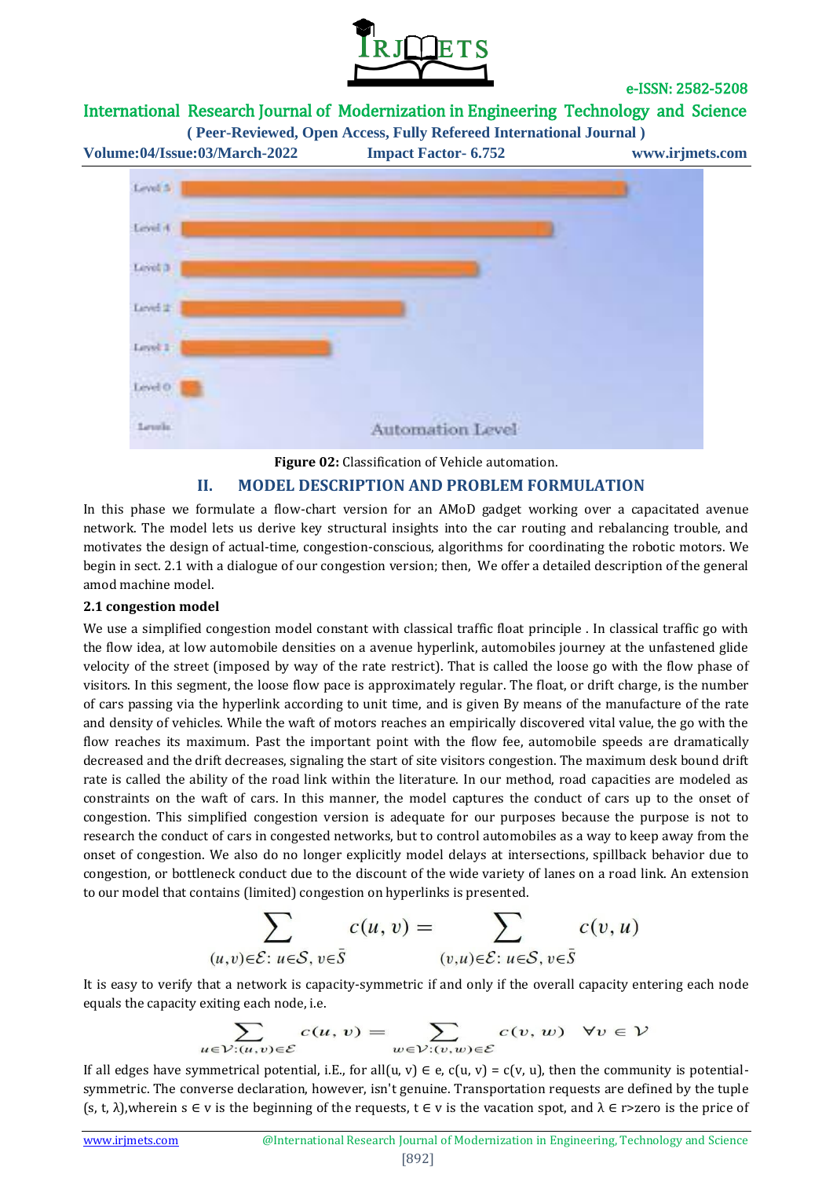Figure 02: Classification of Vehicle automation.

## II. MODEL DESCRIPTION AND PROBLEM FORMULATION

In this phase we formulate a flow-chart version for an AMoD gadget working over a capacitated avenue network. The model lets us derive key structural insights into the car routing and rebalancing trouble, and motivates the design of actual-time, congestion-conscious, algorithms for coordinating the robotic motors. We begin in sect. 2.1 with a dialogue of our congestion version; then, We offer a detailed description of the general amod machine model.

### 2.1 congestion model

We use a simplified congestion model constant with classical traffic float principle . In classical traffic go with the flow idea, at low automobile densities on a avenue hyperlink, automobiles journey at the unfastened glide velocity of the street (imposed by way of the rate restrict). That is called the loose go with the flow phase of visitors. In this segment, the loose flow pace is approximately regular. The float, or drift charge, is the number of cars passing via the hyperlink according to unit time, and is given By means of the manufacture of the rate and density of vehicles. While the waft of motors reaches an empirically discovered vital value, the go with the flow reaches its maximum. Past the important point with the flow fee, automobile speeds are dramatically decreased and the drift decreases, signaling the start of site visitors congestion. The maximum desk bound drift rate is called the ability of the road link within the literature. In our method, road capacities are modeled as constraints on the waft of cars. In this manner, the model captures the conduct of cars up to the onset of congestion. This simplified congestion version is adequate for our purposes because the purpose is not to research the conduct of cars in congested networks, but to control automobiles as a way to keep away from the onset of congestion. We also do no longer explicitly model delays at intersections, spillback behavior due to congestion, or bottleneck conduct due to the discount of the wide variety of lanes on a road link. An extension to our model that contains (limited) congestion on hyperlinks is presented.

$$\sum_{(u,v)\in\mathcal{E}:\, u\in\mathcal{S},\, v\in\bar{\mathcal{S}}} c(u,v) = \sum_{(v,u)\in\mathcal{E}:\, u\in\mathcal{S},\, v\in\bar{\mathcal{S}}} c(v,u)$$

It is easy to verify that a network is capacity-symmetric if and only if the overall capacity entering each node equals the capacity exiting each node, i.e.

$$\sum_{u\in\mathcal{V}:(u,v)\in\mathcal{E}} c(u,v) = \sum_{w\in\mathcal{V}:(v,w)\in\mathcal{E}} c(v,w) \quad \forall v \in \mathcal{V}$$

If all edges have symmetrical potential, i.E., for all(u, v) ∈ e, c(u, v) = c(v, u), then the community is potential-symmetric. The converse declaration, however, isn't genuine. Transportation requests are defined by the tuple (s, t, λ),wherein s ∈ v is the beginning of the requests, t ∈ v is the vacation spot, and λ ∈ r>zero is the price of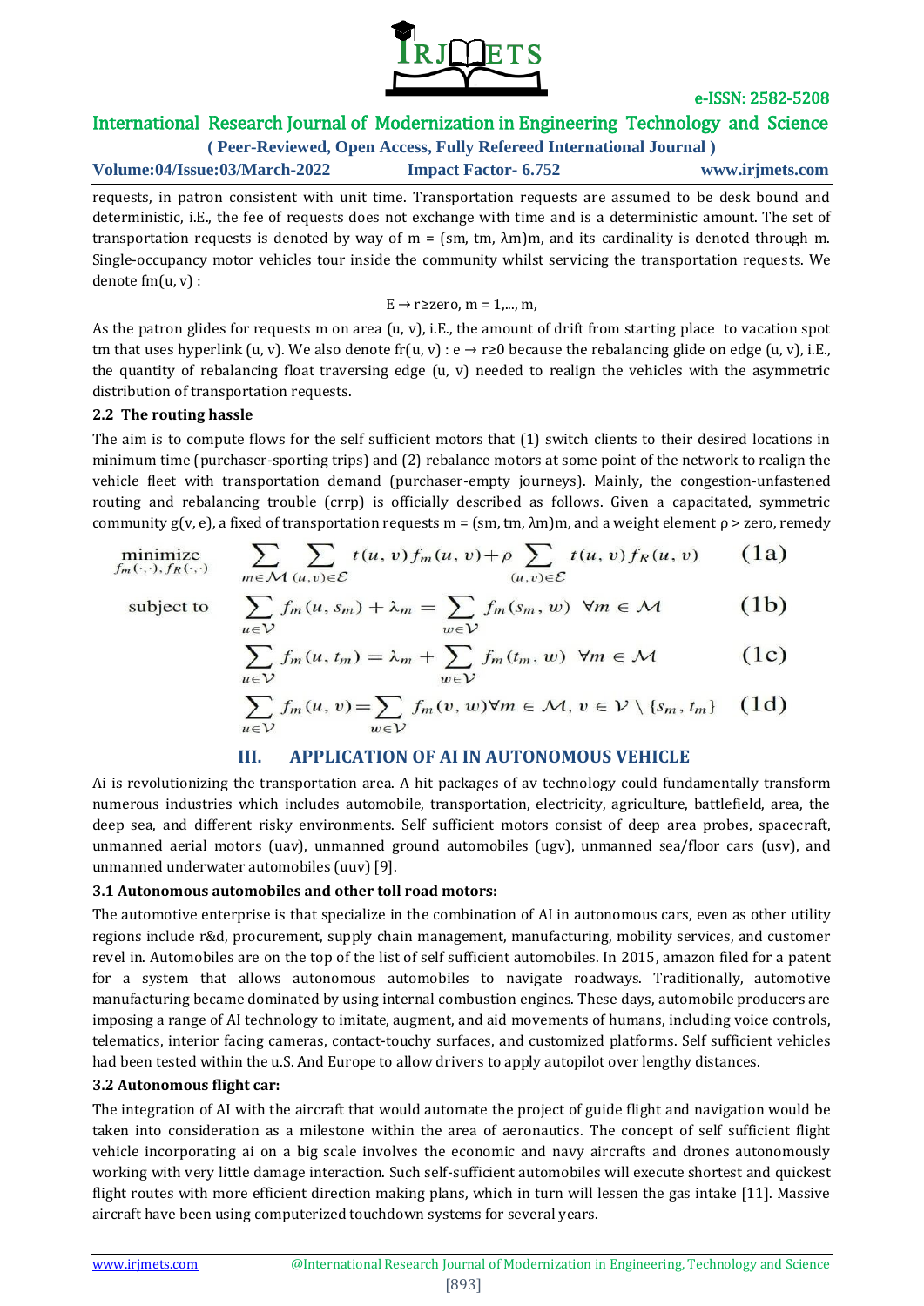requests, in patron consistent with unit time. Transportation requests are assumed to be desk bound and deterministic, i.E., the fee of requests does not exchange with time and is a deterministic amount. The set of transportation requests is denoted by way of m = (sm, tm, λm)m, and its cardinality is denoted through m. Single-occupancy motor vehicles tour inside the community whilst servicing the transportation requests. We denote fm(u, v) :

E → r≥zero, m = 1,..., m,

As the patron glides for requests m on area (u, v), i.E., the amount of drift from starting place to vacation spot tm that uses hyperlink (u, v). We also denote fr(u, v) : e → r≥0 because the rebalancing glide on edge (u, v), i.E., the quantity of rebalancing float traversing edge (u, v) needed to realign the vehicles with the asymmetric distribution of transportation requests.

### 2.2 The routing hassle

The aim is to compute flows for the self sufficient motors that (1) switch clients to their desired locations in minimum time (purchaser-sporting trips) and (2) rebalance motors at some point of the network to realign the vehicle fleet with transportation demand (purchaser-empty journeys). Mainly, the congestion-unfastened routing and rebalancing trouble (crrp) is officially described as follows. Given a capacitated, symmetric community g(v, e), a fixed of transportation requests m = (sm, tm, λm)m, and a weight element ρ > zero, remedy

$$\underset{f_m(\cdot,\cdot),\, f_R(\cdot,\cdot)}{\text{minimize}} \quad \sum_{m \in \mathcal{M}} \sum_{(u,v) \in \mathcal{E}} t(u,v) f_m(u,v) + \rho \sum_{(u,v) \in \mathcal{E}} t(u,v) f_R(u,v) \qquad (1a)$$

$$\text{subject to} \quad \sum_{u \in \mathcal{V}} f_m(u, s_m) + \lambda_m = \sum_{w \in \mathcal{V}} f_m(s_m, w) \quad \forall m \in \mathcal{M} \qquad (1b)$$

$$\sum_{u \in \mathcal{V}} f_m(u, t_m) = \lambda_m + \sum_{w \in \mathcal{V}} f_m(t_m, w) \quad \forall m \in \mathcal{M} \qquad (1c)$$

$$\sum_{u \in \mathcal{V}} f_m(u, v) = \sum_{w \in \mathcal{V}} f_m(v, w) \forall m \in \mathcal{M},\, v \in \mathcal{V} \setminus \{s_m, t_m\} \qquad (1d)$$

## III. APPLICATION OF AI IN AUTONOMOUS VEHICLE

Ai is revolutionizing the transportation area. A hit packages of av technology could fundamentally transform numerous industries which includes automobile, transportation, electricity, agriculture, battlefield, area, the deep sea, and different risky environments. Self sufficient motors consist of deep area probes, spacecraft, unmanned aerial motors (uav), unmanned ground automobiles (ugv), unmanned sea/floor cars (usv), and unmanned underwater automobiles (uuv) [9].

### 3.1 Autonomous automobiles and other toll road motors:

The automotive enterprise is that specialize in the combination of AI in autonomous cars, even as other utility regions include r&d, procurement, supply chain management, manufacturing, mobility services, and customer revel in. Automobiles are on the top of the list of self sufficient automobiles. In 2015, amazon filed for a patent for a system that allows autonomous automobiles to navigate roadways. Traditionally, automotive manufacturing became dominated by using internal combustion engines. These days, automobile producers are imposing a range of AI technology to imitate, augment, and aid movements of humans, including voice controls, telematics, interior facing cameras, contact-touchy surfaces, and customized platforms. Self sufficient vehicles had been tested within the u.S. And Europe to allow drivers to apply autopilot over lengthy distances.

### 3.2 Autonomous flight car:

The integration of AI with the aircraft that would automate the project of guide flight and navigation would be taken into consideration as a milestone within the area of aeronautics. The concept of self sufficient flight vehicle incorporating ai on a big scale involves the economic and navy aircrafts and drones autonomously working with very little damage interaction. Such self-sufficient automobiles will execute shortest and quickest flight routes with more efficient direction making plans, which in turn will lessen the gas intake [11]. Massive aircraft have been using computerized touchdown systems for several years.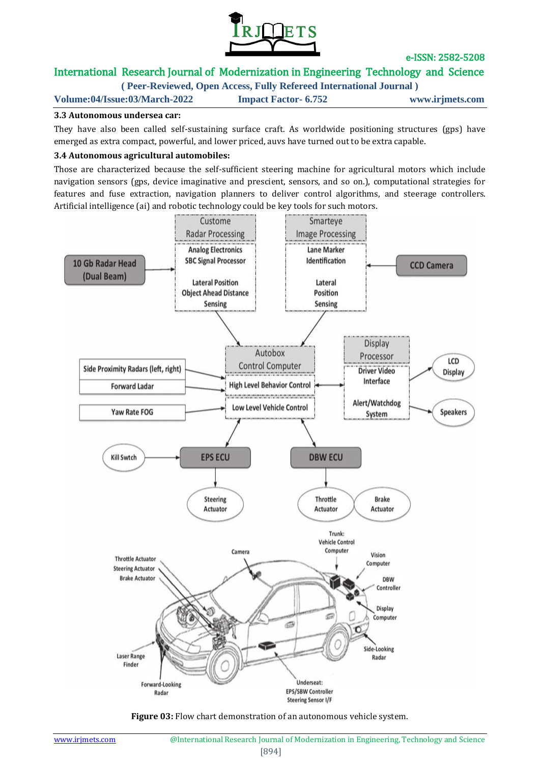### 3.3 Autonomous undersea car:

They have also been called self-sustaining surface craft. As worldwide positioning structures (gps) have emerged as extra compact, powerful, and lower priced, auvs have turned out to be extra capable.

### 3.4 Autonomous agricultural automobiles:

Those are characterized because the self-sufficient steering machine for agricultural motors which include navigation sensors (gps, device imaginative and prescient, sensors, and so on.), computational strategies for features and fuse extraction, navigation planners to deliver control algorithms, and steerage controllers. Artificial intelligence (ai) and robotic technology could be key tools for such motors.

**Figure 03:** Flow chart demonstration of an autonomous vehicle system.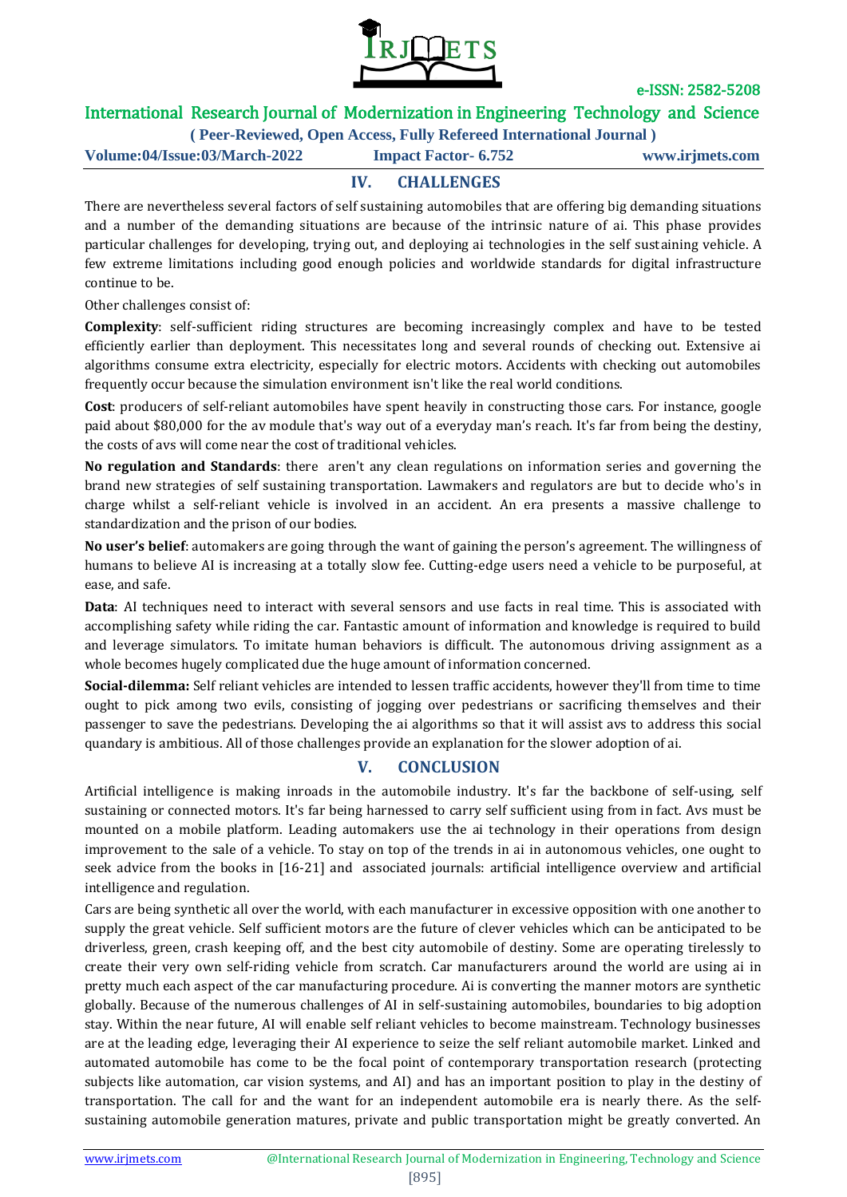## IV. CHALLENGES

There are nevertheless several factors of self sustaining automobiles that are offering big demanding situations and a number of the demanding situations are because of the intrinsic nature of ai. This phase provides particular challenges for developing, trying out, and deploying ai technologies in the self sustaining vehicle. A few extreme limitations including good enough policies and worldwide standards for digital infrastructure continue to be.

Other challenges consist of:

**Complexity**: self-sufficient riding structures are becoming increasingly complex and have to be tested efficiently earlier than deployment. This necessitates long and several rounds of checking out. Extensive ai algorithms consume extra electricity, especially for electric motors. Accidents with checking out automobiles frequently occur because the simulation environment isn't like the real world conditions.

**Cost**: producers of self-reliant automobiles have spent heavily in constructing those cars. For instance, google paid about $80,000 for the av module that's way out of a everyday man's reach. It's far from being the destiny, the costs of avs will come near the cost of traditional vehicles.

**No regulation and Standards**: there aren't any clean regulations on information series and governing the brand new strategies of self sustaining transportation. Lawmakers and regulators are but to decide who's in charge whilst a self-reliant vehicle is involved in an accident. An era presents a massive challenge to standardization and the prison of our bodies.

**No user's belief**: automakers are going through the want of gaining the person's agreement. The willingness of humans to believe AI is increasing at a totally slow fee. Cutting-edge users need a vehicle to be purposeful, at ease, and safe.

**Data**: AI techniques need to interact with several sensors and use facts in real time. This is associated with accomplishing safety while riding the car. Fantastic amount of information and knowledge is required to build and leverage simulators. To imitate human behaviors is difficult. The autonomous driving assignment as a whole becomes hugely complicated due the huge amount of information concerned.

**Social-dilemma:** Self reliant vehicles are intended to lessen traffic accidents, however they'll from time to time ought to pick among two evils, consisting of jogging over pedestrians or sacrificing themselves and their passenger to save the pedestrians. Developing the ai algorithms so that it will assist avs to address this social quandary is ambitious. All of those challenges provide an explanation for the slower adoption of ai.

## V. CONCLUSION

Artificial intelligence is making inroads in the automobile industry. It's far the backbone of self-using, self sustaining or connected motors. It's far being harnessed to carry self sufficient using from in fact. Avs must be mounted on a mobile platform. Leading automakers use the ai technology in their operations from design improvement to the sale of a vehicle. To stay on top of the trends in ai in autonomous vehicles, one ought to seek advice from the books in [16-21] and associated journals: artificial intelligence overview and artificial intelligence and regulation.

Cars are being synthetic all over the world, with each manufacturer in excessive opposition with one another to supply the great vehicle. Self sufficient motors are the future of clever vehicles which can be anticipated to be driverless, green, crash keeping off, and the best city automobile of destiny. Some are operating tirelessly to create their very own self-riding vehicle from scratch. Car manufacturers around the world are using ai in pretty much each aspect of the car manufacturing procedure. Ai is converting the manner motors are synthetic globally. Because of the numerous challenges of AI in self-sustaining automobiles, boundaries to big adoption stay. Within the near future, AI will enable self reliant vehicles to become mainstream. Technology businesses are at the leading edge, leveraging their AI experience to seize the self reliant automobile market. Linked and automated automobile has come to be the focal point of contemporary transportation research (protecting subjects like automation, car vision systems, and AI) and has an important position to play in the destiny of transportation. The call for and the want for an independent automobile era is nearly there. As the self-sustaining automobile generation matures, private and public transportation might be greatly converted. An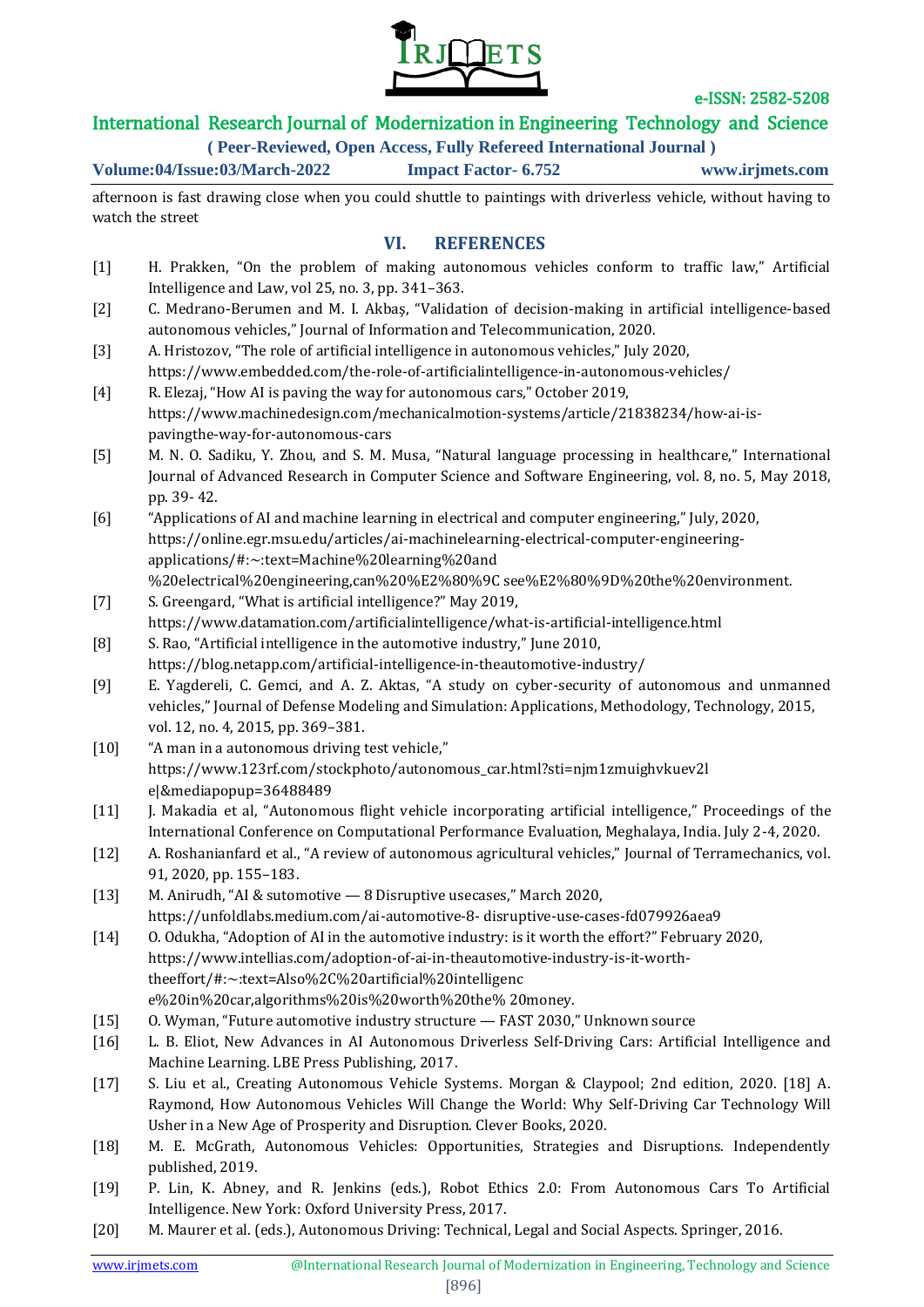afternoon is fast drawing close when you could shuttle to paintings with driverless vehicle, without having to watch the street

## VI. REFERENCES

[1] H. Prakken, "On the problem of making autonomous vehicles conform to traffic law," Artificial Intelligence and Law, vol 25, no. 3, pp. 341–363.

[2] C. Medrano-Berumen and M. I. Akbaş, "Validation of decision-making in artificial intelligence-based autonomous vehicles," Journal of Information and Telecommunication, 2020.

[3] A. Hristozov, "The role of artificial intelligence in autonomous vehicles," July 2020, https://www.embedded.com/the-role-of-artificialintelligence-in-autonomous-vehicles/

[4] R. Elezaj, "How AI is paving the way for autonomous cars," October 2019, https://www.machinedesign.com/mechanicalmotion-systems/article/21838234/how-ai-is-pavingthe-way-for-autonomous-cars

[5] M. N. O. Sadiku, Y. Zhou, and S. M. Musa, "Natural language processing in healthcare," International Journal of Advanced Research in Computer Science and Software Engineering, vol. 8, no. 5, May 2018, pp. 39- 42.

[6] "Applications of AI and machine learning in electrical and computer engineering," July, 2020, https://online.egr.msu.edu/articles/ai-machinelearning-electrical-computer-engineering-applications/#:~:text=Machine%20learning%20and %20electrical%20engineering,can%20%E2%80%9C see%E2%80%9D%20the%20environment.

[7] S. Greengard, "What is artificial intelligence?" May 2019, https://www.datamation.com/artificialintelligence/what-is-artificial-intelligence.html

[8] S. Rao, "Artificial intelligence in the automotive industry," June 2010, https://blog.netapp.com/artificial-intelligence-in-theautomotive-industry/

[9] E. Yagdereli, C. Gemci, and A. Z. Aktas, "A study on cyber-security of autonomous and unmanned vehicles," Journal of Defense Modeling and Simulation: Applications, Methodology, Technology, 2015, vol. 12, no. 4, 2015, pp. 369–381.

[10] "A man in a autonomous driving test vehicle," https://www.123rf.com/stockphoto/autonomous_car.html?sti=njm1zmuighvkuev2l e|&mediapopup=36488489

[11] J. Makadia et al, "Autonomous flight vehicle incorporating artificial intelligence," Proceedings of the International Conference on Computational Performance Evaluation, Meghalaya, India. July 2-4, 2020.

[12] A. Roshanianfard et al., "A review of autonomous agricultural vehicles," Journal of Terramechanics, vol. 91, 2020, pp. 155–183.

[13] M. Anirudh, "AI & sutomotive — 8 Disruptive usecases," March 2020, https://unfoldlabs.medium.com/ai-automotive-8- disruptive-use-cases-fd079926aea9

[14] O. Odukha, "Adoption of AI in the automotive industry: is it worth the effort?" February 2020, https://www.intellias.com/adoption-of-ai-in-theautomotive-industry-is-it-worth-theeffort/#:~:text=Also%2C%20artificial%20intelligenc e%20in%20car,algorithms%20is%20worth%20the% 20money.

[15] O. Wyman, "Future automotive industry structure — FAST 2030," Unknown source

[16] L. B. Eliot, New Advances in AI Autonomous Driverless Self-Driving Cars: Artificial Intelligence and Machine Learning. LBE Press Publishing, 2017.

[17] S. Liu et al., Creating Autonomous Vehicle Systems. Morgan & Claypool; 2nd edition, 2020. [18] A. Raymond, How Autonomous Vehicles Will Change the World: Why Self-Driving Car Technology Will Usher in a New Age of Prosperity and Disruption. Clever Books, 2020.

[18] M. E. McGrath, Autonomous Vehicles: Opportunities, Strategies and Disruptions. Independently published, 2019.

[19] P. Lin, K. Abney, and R. Jenkins (eds.), Robot Ethics 2.0: From Autonomous Cars To Artificial Intelligence. New York: Oxford University Press, 2017.

[20] M. Maurer et al. (eds.), Autonomous Driving: Technical, Legal and Social Aspects. Springer, 2016.